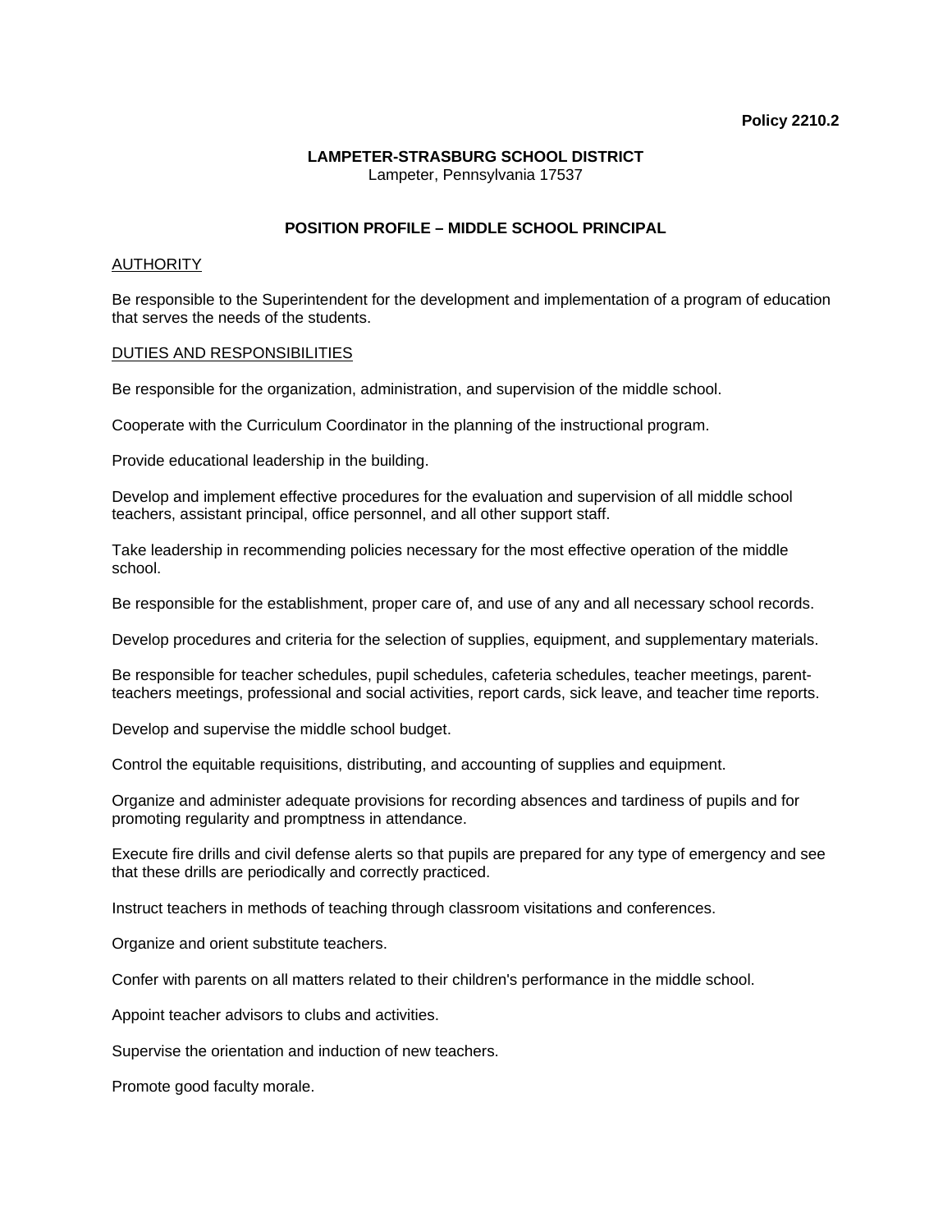**Policy 2210.2**

**LAMPETER-STRASBURG SCHOOL DISTRICT**
Lampeter, Pennsylvania 17537

## POSITION PROFILE – MIDDLE SCHOOL PRINCIPAL

### AUTHORITY

Be responsible to the Superintendent for the development and implementation of a program of education that serves the needs of the students.

### DUTIES AND RESPONSIBILITIES

Be responsible for the organization, administration, and supervision of the middle school.

Cooperate with the Curriculum Coordinator in the planning of the instructional program.

Provide educational leadership in the building.

Develop and implement effective procedures for the evaluation and supervision of all middle school teachers, assistant principal, office personnel, and all other support staff.

Take leadership in recommending policies necessary for the most effective operation of the middle school.

Be responsible for the establishment, proper care of, and use of any and all necessary school records.

Develop procedures and criteria for the selection of supplies, equipment, and supplementary materials.

Be responsible for teacher schedules, pupil schedules, cafeteria schedules, teacher meetings, parent-teachers meetings, professional and social activities, report cards, sick leave, and teacher time reports.

Develop and supervise the middle school budget.

Control the equitable requisitions, distributing, and accounting of supplies and equipment.

Organize and administer adequate provisions for recording absences and tardiness of pupils and for promoting regularity and promptness in attendance.

Execute fire drills and civil defense alerts so that pupils are prepared for any type of emergency and see that these drills are periodically and correctly practiced.

Instruct teachers in methods of teaching through classroom visitations and conferences.

Organize and orient substitute teachers.

Confer with parents on all matters related to their children's performance in the middle school.

Appoint teacher advisors to clubs and activities.

Supervise the orientation and induction of new teachers.

Promote good faculty morale.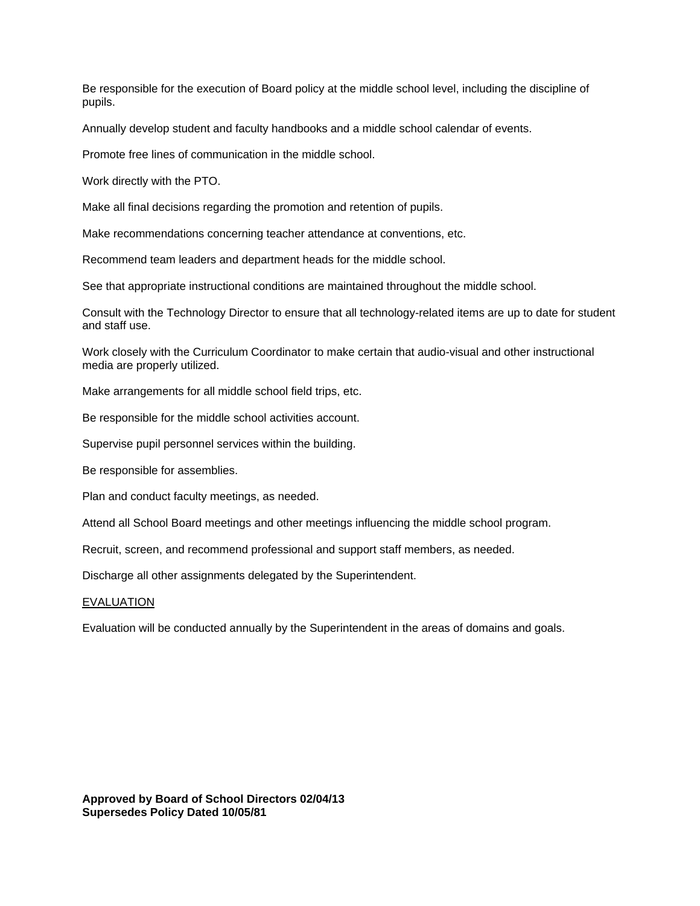Be responsible for the execution of Board policy at the middle school level, including the discipline of pupils.

Annually develop student and faculty handbooks and a middle school calendar of events.

Promote free lines of communication in the middle school.

Work directly with the PTO.

Make all final decisions regarding the promotion and retention of pupils.

Make recommendations concerning teacher attendance at conventions, etc.

Recommend team leaders and department heads for the middle school.

See that appropriate instructional conditions are maintained throughout the middle school.

Consult with the Technology Director to ensure that all technology-related items are up to date for student and staff use.

Work closely with the Curriculum Coordinator to make certain that audio-visual and other instructional media are properly utilized.

Make arrangements for all middle school field trips, etc.

Be responsible for the middle school activities account.

Supervise pupil personnel services within the building.

Be responsible for assemblies.

Plan and conduct faculty meetings, as needed.

Attend all School Board meetings and other meetings influencing the middle school program.

Recruit, screen, and recommend professional and support staff members, as needed.

Discharge all other assignments delegated by the Superintendent.

<u>EVALUATION</u>

Evaluation will be conducted annually by the Superintendent in the areas of domains and goals.

**Approved by Board of School Directors 02/04/13**
**Supersedes Policy Dated 10/05/81**